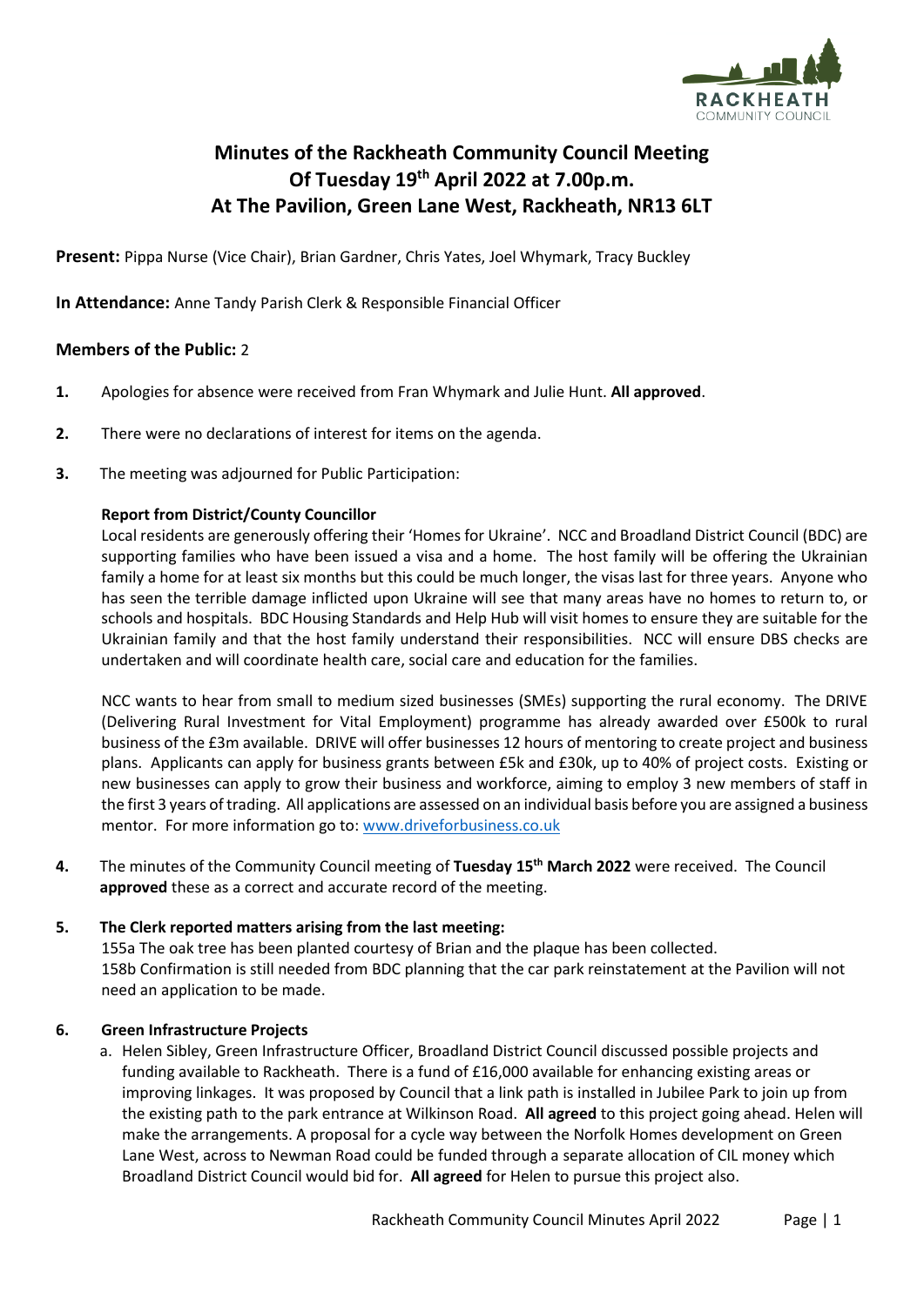# Minutes of the Rackheath Community Council Meeting
# Of Tuesday 19th April 2022 at 7.00p.m.
# At The Pavilion, Green Lane West, Rackheath, NR13 6LT

**Present:** Pippa Nurse (Vice Chair), Brian Gardner, Chris Yates, Joel Whymark, Tracy Buckley

**In Attendance:** Anne Tandy Parish Clerk & Responsible Financial Officer

**Members of the Public:** 2

**1.** Apologies for absence were received from Fran Whymark and Julie Hunt. **All approved**.

**2.** There were no declarations of interest for items on the agenda.

**3.** The meeting was adjourned for Public Participation:

**Report from District/County Councillor**

Local residents are generously offering their 'Homes for Ukraine'. NCC and Broadland District Council (BDC) are supporting families who have been issued a visa and a home. The host family will be offering the Ukrainian family a home for at least six months but this could be much longer, the visas last for three years. Anyone who has seen the terrible damage inflicted upon Ukraine will see that many areas have no homes to return to, or schools and hospitals. BDC Housing Standards and Help Hub will visit homes to ensure they are suitable for the Ukrainian family and that the host family understand their responsibilities. NCC will ensure DBS checks are undertaken and will coordinate health care, social care and education for the families.

NCC wants to hear from small to medium sized businesses (SMEs) supporting the rural economy. The DRIVE (Delivering Rural Investment for Vital Employment) programme has already awarded over £500k to rural business of the £3m available. DRIVE will offer businesses 12 hours of mentoring to create project and business plans. Applicants can apply for business grants between £5k and £30k, up to 40% of project costs. Existing or new businesses can apply to grow their business and workforce, aiming to employ 3 new members of staff in the first 3 years of trading. All applications are assessed on an individual basis before you are assigned a business mentor. For more information go to: [www.driveforbusiness.co.uk](http://www.driveforbusiness.co.uk)

**4.** The minutes of the Community Council meeting of **Tuesday 15th March 2022** were received. The Council **approved** these as a correct and accurate record of the meeting.

**5. The Clerk reported matters arising from the last meeting:**

155a The oak tree has been planted courtesy of Brian and the plaque has been collected.
158b Confirmation is still needed from BDC planning that the car park reinstatement at the Pavilion will not need an application to be made.

**6. Green Infrastructure Projects**

a. Helen Sibley, Green Infrastructure Officer, Broadland District Council discussed possible projects and funding available to Rackheath. There is a fund of £16,000 available for enhancing existing areas or improving linkages. It was proposed by Council that a link path is installed in Jubilee Park to join up from the existing path to the park entrance at Wilkinson Road. **All agreed** to this project going ahead. Helen will make the arrangements. A proposal for a cycle way between the Norfolk Homes development on Green Lane West, across to Newman Road could be funded through a separate allocation of CIL money which Broadland District Council would bid for. **All agreed** for Helen to pursue this project also.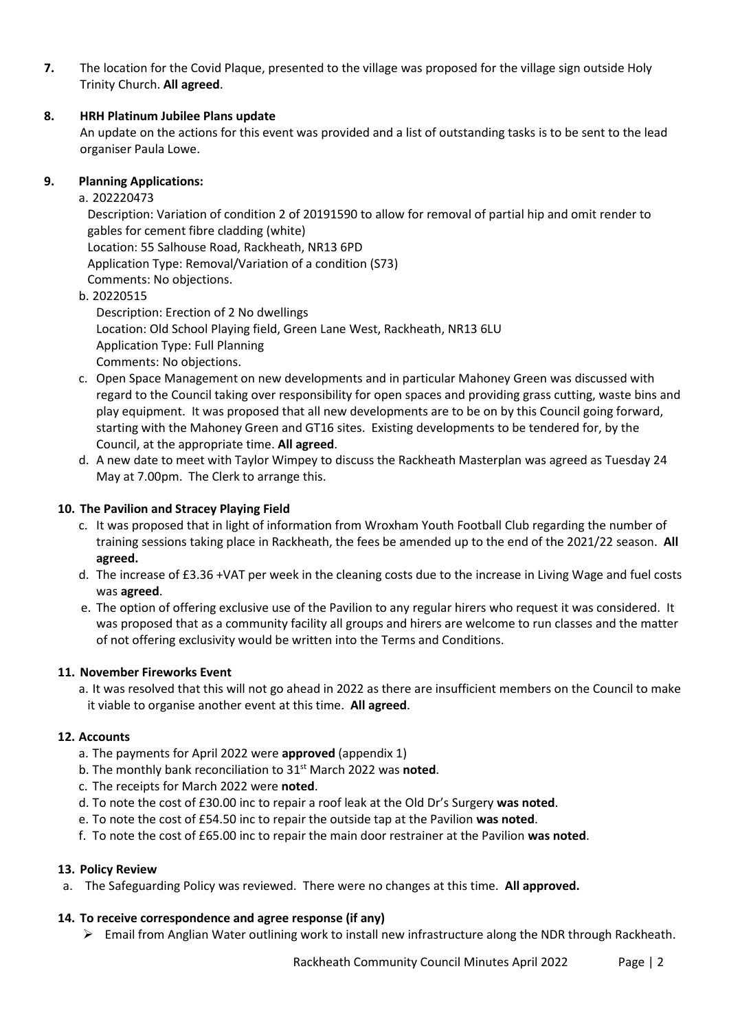**7.** The location for the Covid Plaque, presented to the village was proposed for the village sign outside Holy Trinity Church. **All agreed**.

**8. HRH Platinum Jubilee Plans update**

An update on the actions for this event was provided and a list of outstanding tasks is to be sent to the lead organiser Paula Lowe.

**9. Planning Applications:**

a. 202220473
   Description: Variation of condition 2 of 20191590 to allow for removal of partial hip and omit render to gables for cement fibre cladding (white)
   Location: 55 Salhouse Road, Rackheath, NR13 6PD
   Application Type: Removal/Variation of a condition (S73)
   Comments: No objections.

b. 20220515
   Description: Erection of 2 No dwellings
   Location: Old School Playing field, Green Lane West, Rackheath, NR13 6LU
   Application Type: Full Planning
   Comments: No objections.

c. Open Space Management on new developments and in particular Mahoney Green was discussed with regard to the Council taking over responsibility for open spaces and providing grass cutting, waste bins and play equipment. It was proposed that all new developments are to be on by this Council going forward, starting with the Mahoney Green and GT16 sites. Existing developments to be tendered for, by the Council, at the appropriate time. **All agreed**.

d. A new date to meet with Taylor Wimpey to discuss the Rackheath Masterplan was agreed as Tuesday 24 May at 7.00pm. The Clerk to arrange this.

**10. The Pavilion and Stracey Playing Field**

c. It was proposed that in light of information from Wroxham Youth Football Club regarding the number of training sessions taking place in Rackheath, the fees be amended up to the end of the 2021/22 season. **All agreed.**

d. The increase of £3.36 +VAT per week in the cleaning costs due to the increase in Living Wage and fuel costs was **agreed**.

e. The option of offering exclusive use of the Pavilion to any regular hirers who request it was considered. It was proposed that as a community facility all groups and hirers are welcome to run classes and the matter of not offering exclusivity would be written into the Terms and Conditions.

**11. November Fireworks Event**

a. It was resolved that this will not go ahead in 2022 as there are insufficient members on the Council to make it viable to organise another event at this time. **All agreed**.

**12. Accounts**

a. The payments for April 2022 were **approved** (appendix 1)

b. The monthly bank reconciliation to 31st March 2022 was **noted**.

c. The receipts for March 2022 were **noted**.

d. To note the cost of £30.00 inc to repair a roof leak at the Old Dr's Surgery **was noted**.

e. To note the cost of £54.50 inc to repair the outside tap at the Pavilion **was noted**.

f. To note the cost of £65.00 inc to repair the main door restrainer at the Pavilion **was noted**.

**13. Policy Review**

a. The Safeguarding Policy was reviewed. There were no changes at this time. **All approved.**

**14. To receive correspondence and agree response (if any)**

- Email from Anglian Water outlining work to install new infrastructure along the NDR through Rackheath.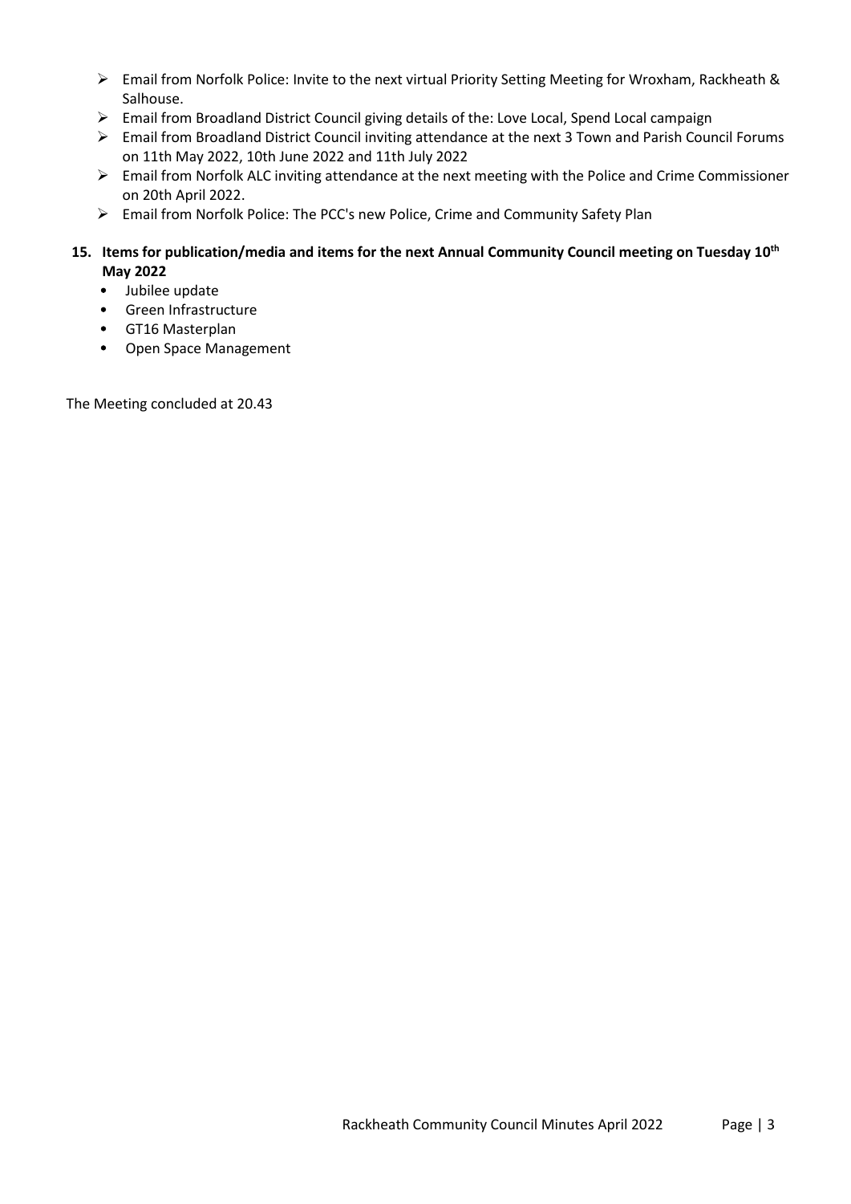- Email from Norfolk Police: Invite to the next virtual Priority Setting Meeting for Wroxham, Rackheath & Salhouse.
- Email from Broadland District Council giving details of the: Love Local, Spend Local campaign
- Email from Broadland District Council inviting attendance at the next 3 Town and Parish Council Forums on 11th May 2022, 10th June 2022 and 11th July 2022
- Email from Norfolk ALC inviting attendance at the next meeting with the Police and Crime Commissioner on 20th April 2022.
- Email from Norfolk Police: The PCC's new Police, Crime and Community Safety Plan

**15. Items for publication/media and items for the next Annual Community Council meeting on Tuesday 10th May 2022**

- Jubilee update
- Green Infrastructure
- GT16 Masterplan
- Open Space Management

The Meeting concluded at 20.43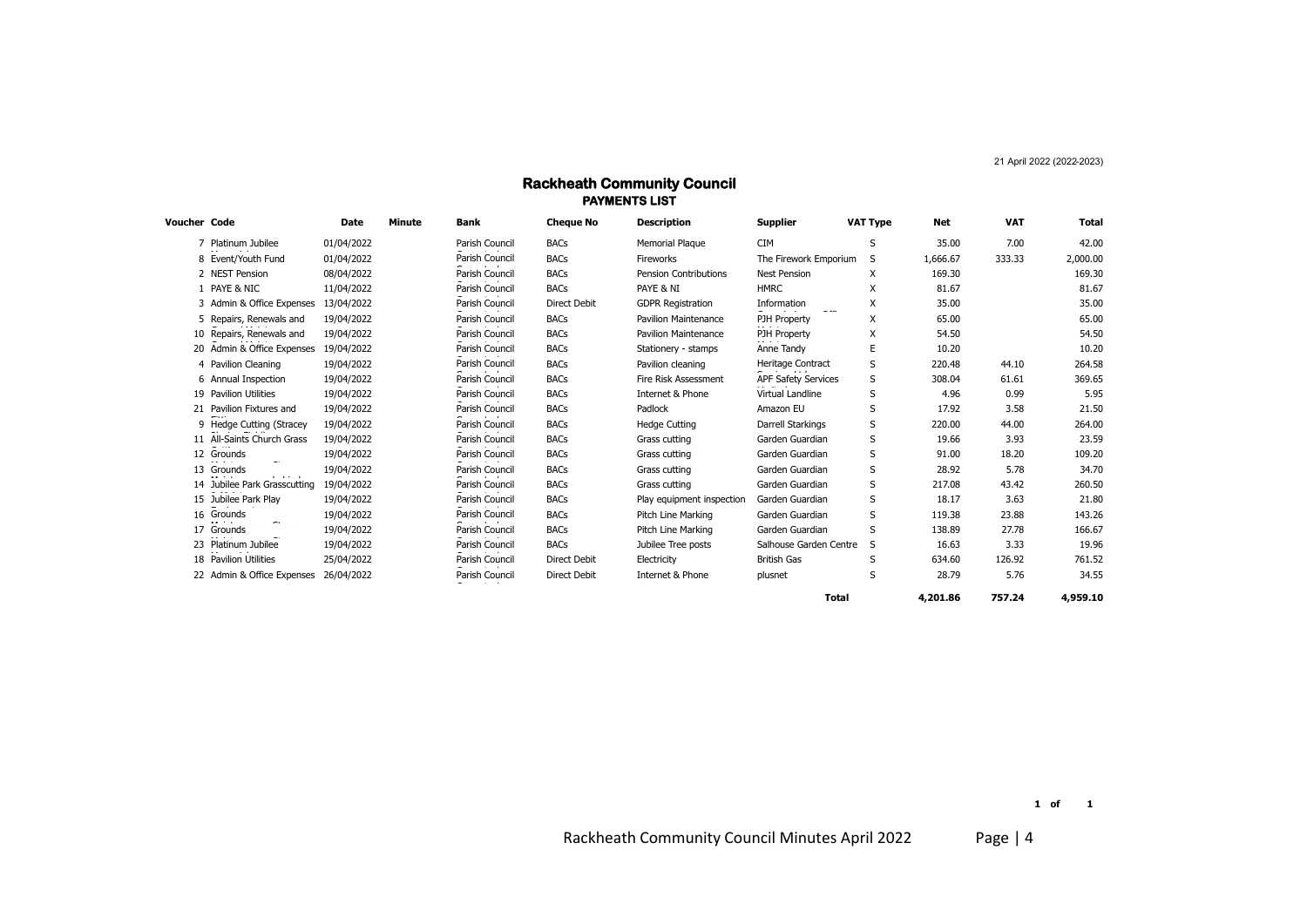21 April 2022 (2022-2023)

## Rackheath Community Council
### PAYMENTS LIST

| Voucher | Code | Date | Minute | Bank | Cheque No | Description | Supplier | VAT Type | Net | VAT | Total |
|---|---|---|---|---|---|---|---|---|---|---|---|
| 7 | Platinum Jubilee | 01/04/2022 | | Parish Council | BACs | Memorial Plaque | CIM | S | 35.00 | 7.00 | 42.00 |
| 8 | Event/Youth Fund | 01/04/2022 | | Parish Council | BACs | Fireworks | The Firework Emporium | S | 1,666.67 | 333.33 | 2,000.00 |
| 2 | NEST Pension | 08/04/2022 | | Parish Council | BACs | Pension Contributions | Nest Pension | X | 169.30 | | 169.30 |
| 1 | PAYE & NIC | 11/04/2022 | | Parish Council | BACs | PAYE & NI | HMRC | X | 81.67 | | 81.67 |
| 3 | Admin & Office Expenses | 13/04/2022 | | Parish Council | Direct Debit | GDPR Registration | Information | X | 35.00 | | 35.00 |
| 5 | Repairs, Renewals and | 19/04/2022 | | Parish Council | BACs | Pavilion Maintenance | PJH Property | X | 65.00 | | 65.00 |
| 10 | Repairs, Renewals and | 19/04/2022 | | Parish Council | BACs | Pavilion Maintenance | PJH Property | X | 54.50 | | 54.50 |
| 20 | Admin & Office Expenses | 19/04/2022 | | Parish Council | BACs | Stationery - stamps | Anne Tandy | E | 10.20 | | 10.20 |
| 4 | Pavilion Cleaning | 19/04/2022 | | Parish Council | BACs | Pavilion cleaning | Heritage Contract | S | 220.48 | 44.10 | 264.58 |
| 6 | Annual Inspection | 19/04/2022 | | Parish Council | BACs | Fire Risk Assessment | APF Safety Services | S | 308.04 | 61.61 | 369.65 |
| 19 | Pavilion Utilities | 19/04/2022 | | Parish Council | BACs | Internet & Phone | Virtual Landline | S | 4.96 | 0.99 | 5.95 |
| 21 | Pavilion Fixtures and | 19/04/2022 | | Parish Council | BACs | Padlock | Amazon EU | S | 17.92 | 3.58 | 21.50 |
| 9 | Hedge Cutting (Stracey | 19/04/2022 | | Parish Council | BACs | Hedge Cutting | Darrell Starkings | S | 220.00 | 44.00 | 264.00 |
| 11 | All-Saints Church Grass | 19/04/2022 | | Parish Council | BACs | Grass cutting | Garden Guardian | S | 19.66 | 3.93 | 23.59 |
| 12 | Grounds | 19/04/2022 | | Parish Council | BACs | Grass cutting | Garden Guardian | S | 91.00 | 18.20 | 109.20 |
| 13 | Grounds | 19/04/2022 | | Parish Council | BACs | Grass cutting | Garden Guardian | S | 28.92 | 5.78 | 34.70 |
| 14 | Jubilee Park Grasscutting | 19/04/2022 | | Parish Council | BACs | Grass cutting | Garden Guardian | S | 217.08 | 43.42 | 260.50 |
| 15 | Jubilee Park Play | 19/04/2022 | | Parish Council | BACs | Play equipment inspection | Garden Guardian | S | 18.17 | 3.63 | 21.80 |
| 16 | Grounds | 19/04/2022 | | Parish Council | BACs | Pitch Line Marking | Garden Guardian | S | 119.38 | 23.88 | 143.26 |
| 17 | Grounds | 19/04/2022 | | Parish Council | BACs | Pitch Line Marking | Garden Guardian | S | 138.89 | 27.78 | 166.67 |
| 23 | Platinum Jubilee | 19/04/2022 | | Parish Council | BACs | Jubilee Tree posts | Salhouse Garden Centre | S | 16.63 | 3.33 | 19.96 |
| 18 | Pavilion Utilities | 25/04/2022 | | Parish Council | Direct Debit | Electricity | British Gas | S | 634.60 | 126.92 | 761.52 |
| 22 | Admin & Office Expenses | 26/04/2022 | | Parish Council | Direct Debit | Internet & Phone | plusnet | S | 28.79 | 5.76 | 34.55 |
| | | | | | | | **Total** | | **4,201.86** | **757.24** | **4,959.10** |

Rackheath Community Council Minutes April 2022